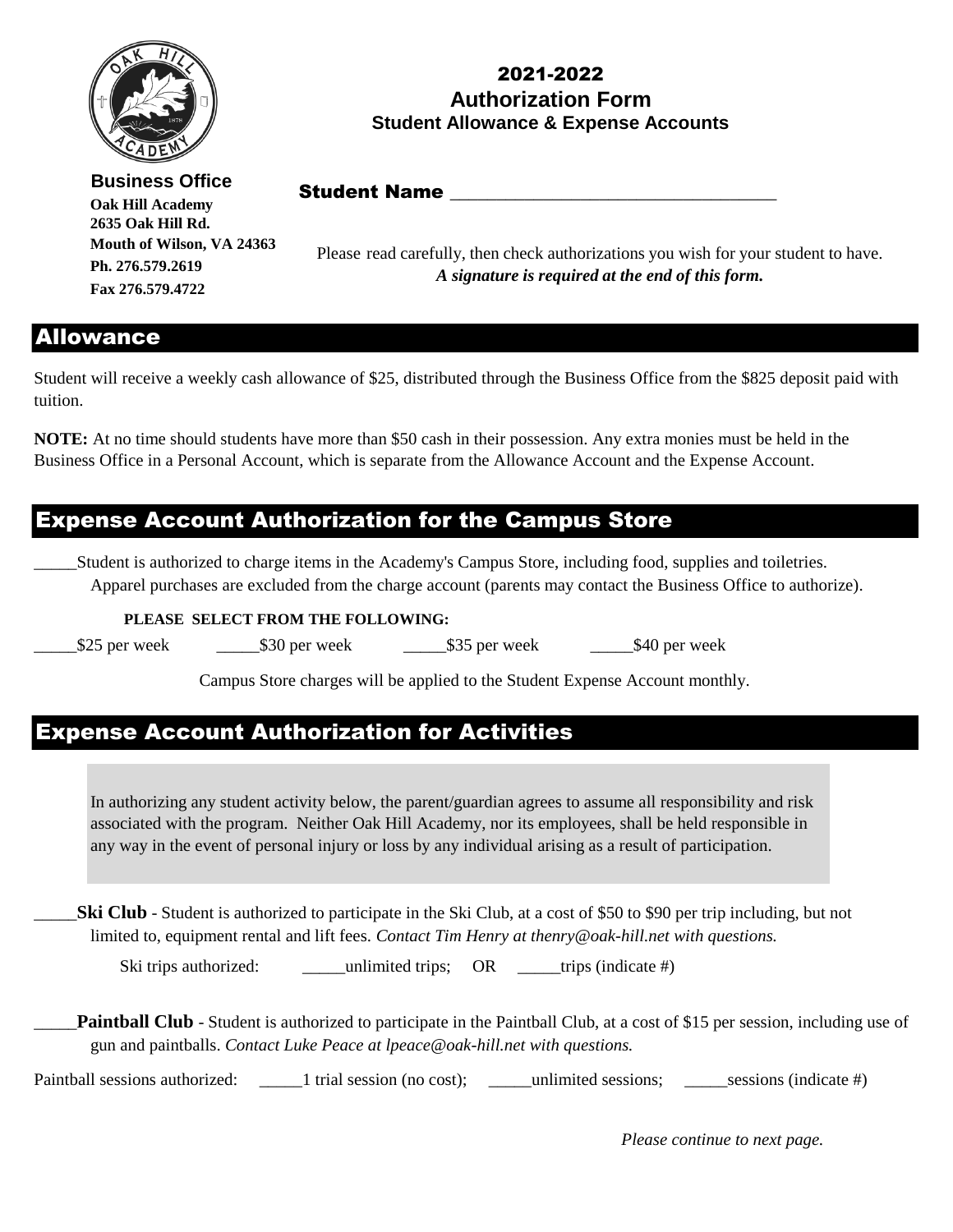# 2021-2022
# Authorization Form
## Student Allowance & Expense Accounts

**Business Office**
**Oak Hill Academy**
**2635 Oak Hill Rd.**
**Mouth of Wilson, VA 24363**
**Ph. 276.579.2619**
**Fax 276.579.4722**

**Student Name** ___________________________________

Please read carefully, then check authorizations you wish for your student to have.
***A signature is required at the end of this form.***

## Allowance

Student will receive a weekly cash allowance of $25, distributed through the Business Office from the $825 deposit paid with tuition.

**NOTE:** At no time should students have more than $50 cash in their possession. Any extra monies must be held in the Business Office in a Personal Account, which is separate from the Allowance Account and the Expense Account.

## Expense Account Authorization for the Campus Store

_____Student is authorized to charge items in the Academy's Campus Store, including food, supplies and toiletries. Apparel purchases are excluded from the charge account (parents may contact the Business Office to authorize).

**PLEASE SELECT FROM THE FOLLOWING:**

_____$25 per week _____$30 per week _____$35 per week _____$40 per week

Campus Store charges will be applied to the Student Expense Account monthly.

## Expense Account Authorization for Activities

In authorizing any student activity below, the parent/guardian agrees to assume all responsibility and risk associated with the program. Neither Oak Hill Academy, nor its employees, shall be held responsible in any way in the event of personal injury or loss by any individual arising as a result of participation.

_____**Ski Club** - Student is authorized to participate in the Ski Club, at a cost of $50 to $90 per trip including, but not limited to, equipment rental and lift fees. *Contact Tim Henry at thenry@oak-hill.net with questions.*

Ski trips authorized: _____unlimited trips; OR _____trips (indicate #)

_____**Paintball Club** - Student is authorized to participate in the Paintball Club, at a cost of $15 per session, including use of gun and paintballs. *Contact Luke Peace at lpeace@oak-hill.net with questions.*

Paintball sessions authorized: _____1 trial session (no cost); _____unlimited sessions; _____sessions (indicate #)

*Please continue to next page.*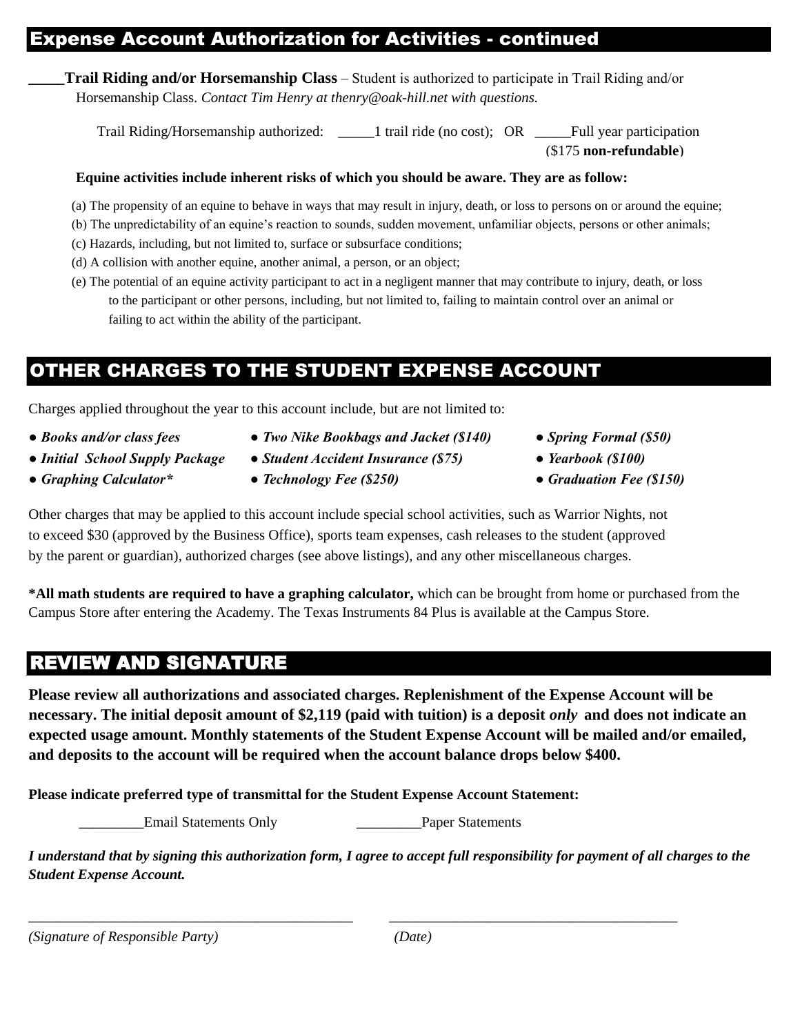## Expense Account Authorization for Activities - continued

_____**Trail Riding and/or Horsemanship Class** – Student is authorized to participate in Trail Riding and/or Horsemanship Class. *Contact Tim Henry at thenry@oak-hill.net with questions.*

Trail Riding/Horsemanship authorized: _____1 trail ride (no cost); OR _____Full year participation ($175 **non-refundable**)

**Equine activities include inherent risks of which you should be aware. They are as follow:**

(a) The propensity of an equine to behave in ways that may result in injury, death, or loss to persons on or around the equine;
(b) The unpredictability of an equine's reaction to sounds, sudden movement, unfamiliar objects, persons or other animals;
(c) Hazards, including, but not limited to, surface or subsurface conditions;
(d) A collision with another equine, another animal, a person, or an object;
(e) The potential of an equine activity participant to act in a negligent manner that may contribute to injury, death, or loss to the participant or other persons, including, but not limited to, failing to maintain control over an animal or failing to act within the ability of the participant.

## OTHER CHARGES TO THE STUDENT EXPENSE ACCOUNT

Charges applied throughout the year to this account include, but are not limited to:

- ***Books and/or class fees***
- ***Initial School Supply Package***
- ***Graphing Calculator****
- ***Two Nike Bookbags and Jacket ($140)***
- ***Student Accident Insurance ($75)***
- ***Technology Fee ($250)***
- ***Spring Formal ($50)***
- ***Yearbook ($100)***
- ***Graduation Fee ($150)***

Other charges that may be applied to this account include special school activities, such as Warrior Nights, not to exceed $30 (approved by the Business Office), sports team expenses, cash releases to the student (approved by the parent or guardian), authorized charges (see above listings), and any other miscellaneous charges.

**\*All math students are required to have a graphing calculator,** which can be brought from home or purchased from the Campus Store after entering the Academy. The Texas Instruments 84 Plus is available at the Campus Store.

## REVIEW AND SIGNATURE

**Please review all authorizations and associated charges. Replenishment of the Expense Account will be necessary. The initial deposit amount of $2,119 (paid with tuition) is a deposit *only* and does not indicate an expected usage amount. Monthly statements of the Student Expense Account will be mailed and/or emailed, and deposits to the account will be required when the account balance drops below $400.**

**Please indicate preferred type of transmittal for the Student Expense Account Statement:**

_________Email Statements Only _________Paper Statements

***I understand that by signing this authorization form, I agree to accept full responsibility for payment of all charges to the Student Expense Account.***

_______________________________________________ _________________________________________

*(Signature of Responsible Party)* *(Date)*